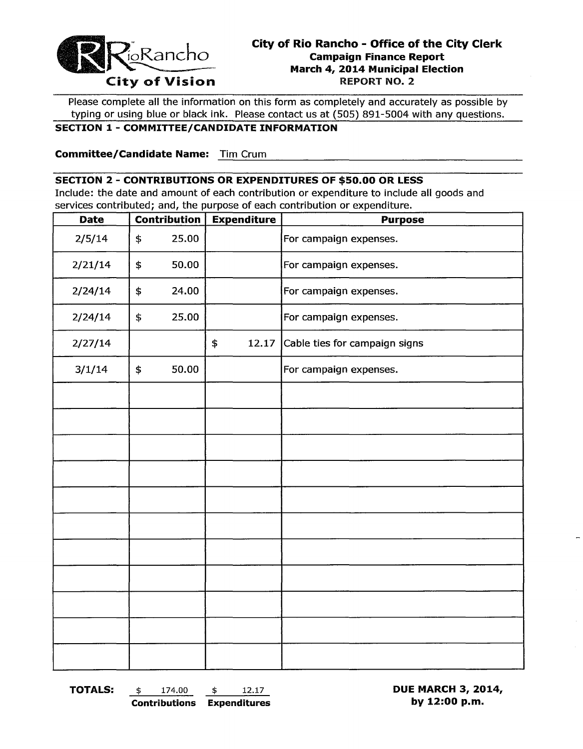RioRancho
City of Vision

# City of Rio Rancho - Office of the City Clerk

## Campaign Finance Report
## March 4, 2014 Municipal Election
## REPORT NO. 2

Please complete all the information on this form as completely and accurately as possible by typing or using blue or black ink. Please contact us at (505) 891-5004 with any questions.

**SECTION 1 - COMMITTEE/CANDIDATE INFORMATION**

**Committee/Candidate Name:** Tim Crum

**SECTION 2 - CONTRIBUTIONS OR EXPENDITURES OF $50.00 OR LESS**

Include: the date and amount of each contribution or expenditure to include all goods and services contributed; and, the purpose of each contribution or expenditure.

| Date | Contribution | Expenditure | Purpose |
|---|---|---|---|
| 2/5/14 | $ 25.00 | | For campaign expenses. |
| 2/21/14 | $ 50.00 | | For campaign expenses. |
| 2/24/14 | $ 24.00 | | For campaign expenses. |
| 2/24/14 | $ 25.00 | | For campaign expenses. |
| 2/27/14 | | $ 12.17 | Cable ties for campaign signs |
| 3/1/14 | $ 50.00 | | For campaign expenses. |
| | | | |
| | | | |
| | | | |
| | | | |
| | | | |
| | | | |
| | | | |
| | | | |
| | | | |
| | | | |
| | | | |

**TOTALS:** $ 174.00 **Contributions** $ 12.17 **Expenditures**

**DUE MARCH 3, 2014, by 12:00 p.m.**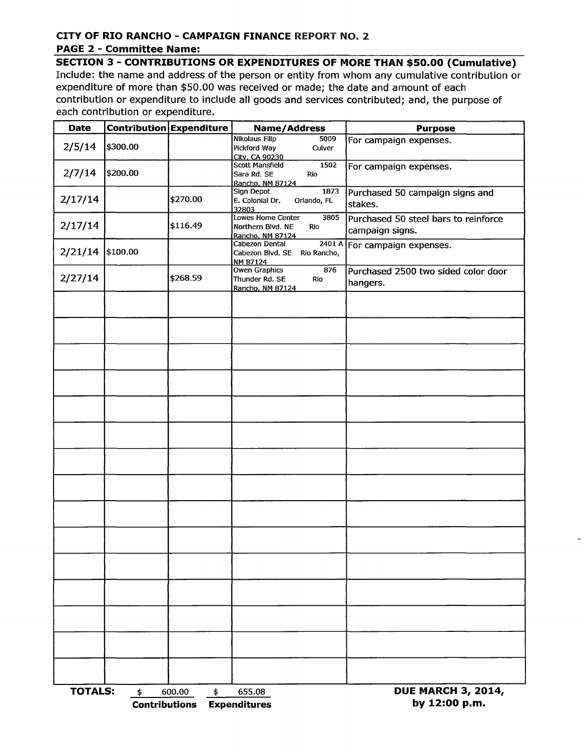**CITY OF RIO RANCHO - CAMPAIGN FINANCE REPORT NO. 2**

**PAGE 2 - Committee Name:**

## SECTION 3 - CONTRIBUTIONS OR EXPENDITURES OF MORE THAN $50.00 (Cumulative)

Include: the name and address of the person or entity from whom any cumulative contribution or expenditure of more than $50.00 was received or made; the date and amount of each contribution or expenditure to include all goods and services contributed; and, the purpose of each contribution or expenditure.

| Date | Contribution | Expenditure | Name/Address | Purpose |
|---|---|---|---|---|
| 2/5/14 | $300.00 | | Nikolaus Filip 5009 Pickford Way Culver City, CA 90230 | For campaign expenses. |
| 2/7/14 | $200.00 | | Scott Mansfield 1502 Sara Rd. SE Rio Rancho, NM 87124 | For campaign expenses. |
| 2/17/14 | | $270.00 | Sign Depot 1873 E. Colonial Dr. Orlando, FL 32803 | Purchased 50 campaign signs and stakes. |
| 2/17/14 | | $116.49 | Lowes Home Center 3805 Northern Blvd. NE Rio Rancho, NM 87124 | Purchased 50 steel bars to reinforce campaign signs. |
| 2/21/14 | $100.00 | | Cabezon Dental 2401 A Cabezon Blvd. SE Rio Rancho, NM 87124 | For campaign expenses. |
| 2/27/14 | | $268.59 | Owen Graphics 876 Thunder Rd. SE Rio Rancho, NM 87124 | Purchased 2500 two sided color door hangers. |
| | | | | |
| | | | | |
| | | | | |
| | | | | |
| | | | | |
| | | | | |
| | | | | |
| | | | | |
| | | | | |
| | | | | |
| | | | | |
| | | | | |
| | | | | |
| | | | | |
| | | | | |

**TOTALS:** $ 600.00 **Contributions** $ 655.08 **Expenditures**

**DUE MARCH 3, 2014, by 12:00 p.m.**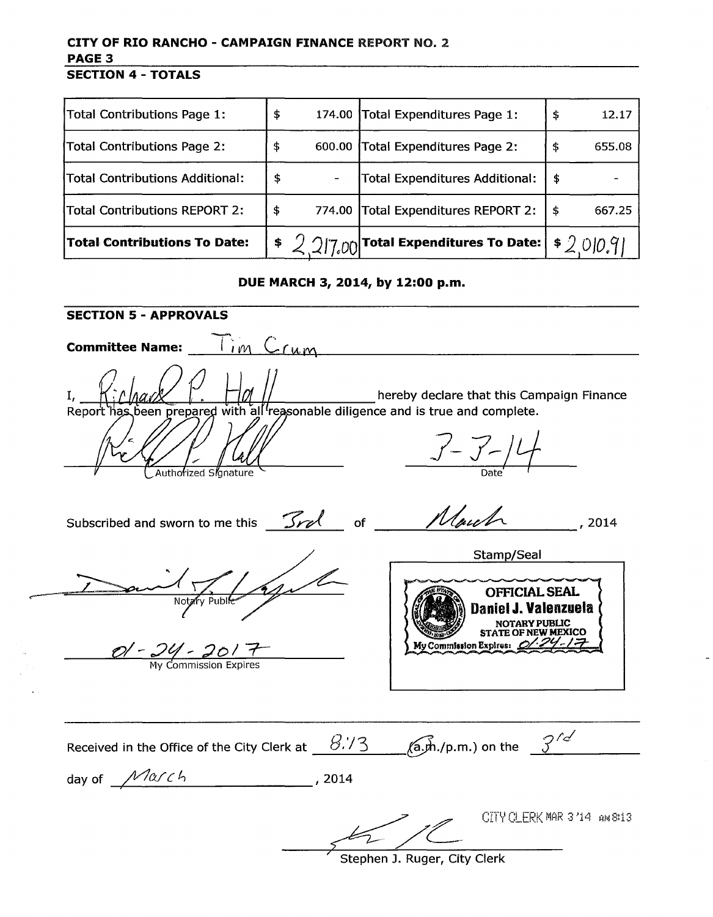**CITY OF RIO RANCHO - CAMPAIGN FINANCE REPORT NO. 2**
**PAGE 3**

## SECTION 4 - TOTALS

| | | | |
|---|---|---|---|
| Total Contributions Page 1: | $ 174.00 | Total Expenditures Page 1: | $ 12.17 |
| Total Contributions Page 2: | $ 600.00 | Total Expenditures Page 2: | $ 655.08 |
| Total Contributions Additional: | $ - | Total Expenditures Additional: | $ - |
| Total Contributions REPORT 2: | $ 774.00 | Total Expenditures REPORT 2: | $ 667.25 |
| **Total Contributions To Date:** | $ 2,217.00 | **Total Expenditures To Date:** | $ 2,010.91 |

**DUE MARCH 3, 2014, by 12:00 p.m.**

## SECTION 5 - APPROVALS

**Committee Name:** Tim Crum

I, Richard P. Hall hereby declare that this Campaign Finance Report has been prepared with all reasonable diligence and is true and complete.

Authorized Signature

3-3-14
Date

Subscribed and sworn to me this 3rd of March, 2014

Notary Public

01-24-2017
My Commission Expires

Stamp/Seal

OFFICIAL SEAL
Daniel J. Valenzuela
NOTARY PUBLIC
STATE OF NEW MEXICO
My Commission Expires: 01-24-17

Received in the Office of the City Clerk at 8:13 (a.m./p.m.) on the 3rd day of March, 2014

CITY CLERK MAR 3 '14 AM 8:13

Stephen J. Ruger, City Clerk